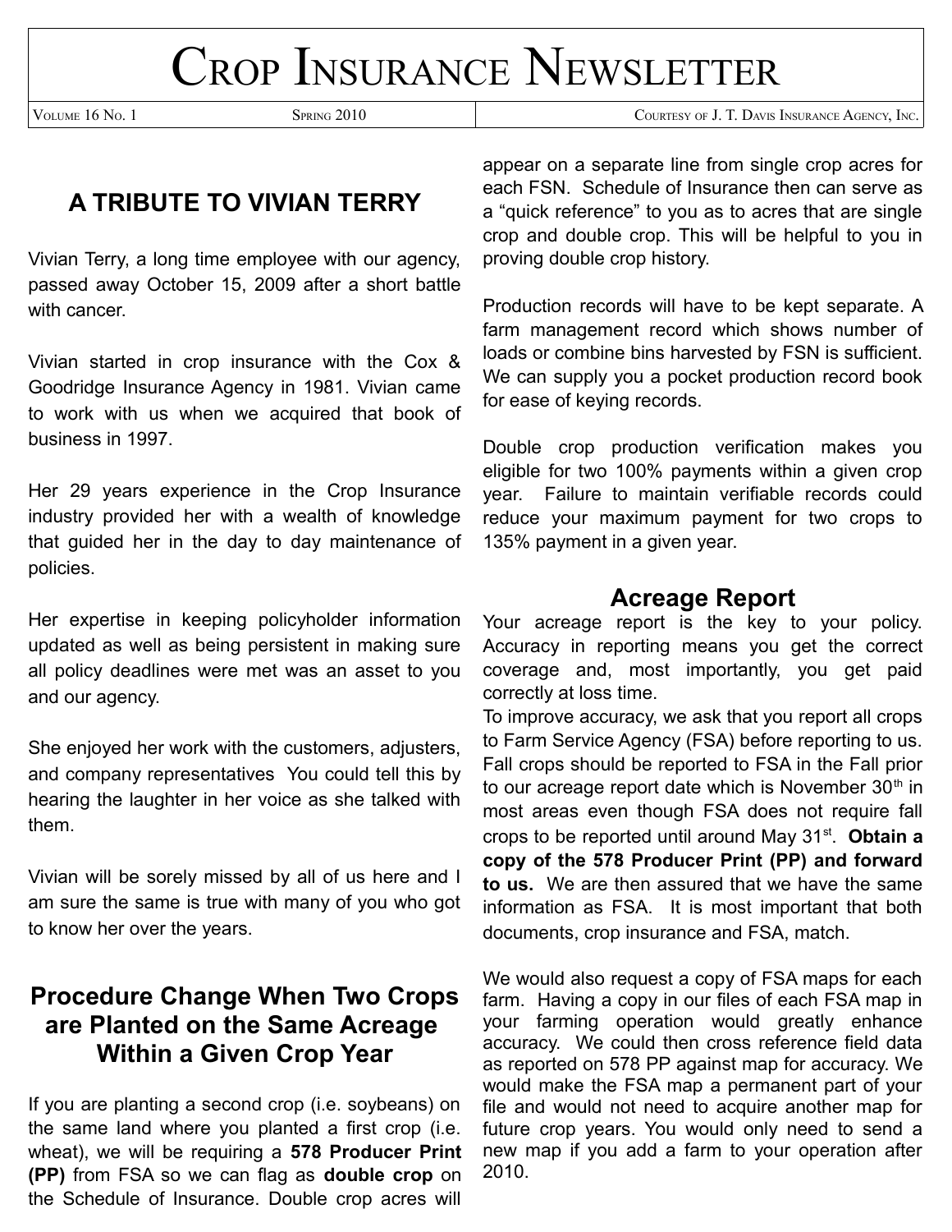# Crop Insurance Newsletter

Volume 16 No. 1 | Spring 2010 | Courtesy of J. T. Davis Insurance Agency, Inc.

## A TRIBUTE TO VIVIAN TERRY

Vivian Terry, a long time employee with our agency, passed away October 15, 2009 after a short battle with cancer.

Vivian started in crop insurance with the Cox & Goodridge Insurance Agency in 1981. Vivian came to work with us when we acquired that book of business in 1997.

Her 29 years experience in the Crop Insurance industry provided her with a wealth of knowledge that guided her in the day to day maintenance of policies.

Her expertise in keeping policyholder information updated as well as being persistent in making sure all policy deadlines were met was an asset to you and our agency.

She enjoyed her work with the customers, adjusters, and company representatives You could tell this by hearing the laughter in her voice as she talked with them.

Vivian will be sorely missed by all of us here and I am sure the same is true with many of you who got to know her over the years.

## Procedure Change When Two Crops are Planted on the Same Acreage Within a Given Crop Year

If you are planting a second crop (i.e. soybeans) on the same land where you planted a first crop (i.e. wheat), we will be requiring a **578 Producer Print (PP)** from FSA so we can flag as **double crop** on the Schedule of Insurance. Double crop acres will appear on a separate line from single crop acres for each FSN. Schedule of Insurance then can serve as a "quick reference" to you as to acres that are single crop and double crop. This will be helpful to you in proving double crop history.

Production records will have to be kept separate. A farm management record which shows number of loads or combine bins harvested by FSN is sufficient. We can supply you a pocket production record book for ease of keying records.

Double crop production verification makes you eligible for two 100% payments within a given crop year. Failure to maintain verifiable records could reduce your maximum payment for two crops to 135% payment in a given year.

## Acreage Report

Your acreage report is the key to your policy. Accuracy in reporting means you get the correct coverage and, most importantly, you get paid correctly at loss time.

To improve accuracy, we ask that you report all crops to Farm Service Agency (FSA) before reporting to us. Fall crops should be reported to FSA in the Fall prior to our acreage report date which is November 30th in most areas even though FSA does not require fall crops to be reported until around May 31st. **Obtain a copy of the 578 Producer Print (PP) and forward to us.** We are then assured that we have the same information as FSA. It is most important that both documents, crop insurance and FSA, match.

We would also request a copy of FSA maps for each farm. Having a copy in our files of each FSA map in your farming operation would greatly enhance accuracy. We could then cross reference field data as reported on 578 PP against map for accuracy. We would make the FSA map a permanent part of your file and would not need to acquire another map for future crop years. You would only need to send a new map if you add a farm to your operation after 2010.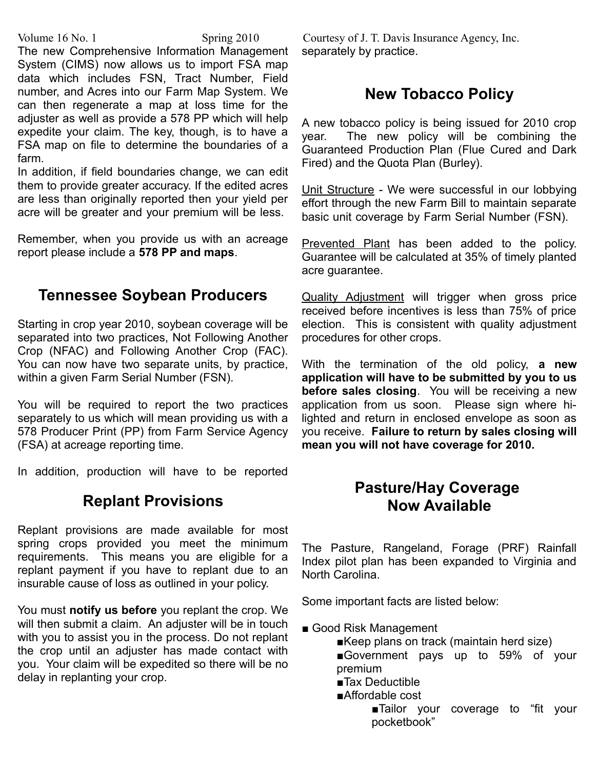The new Comprehensive Information Management System (CIMS) now allows us to import FSA map data which includes FSN, Tract Number, Field number, and Acres into our Farm Map System. We can then regenerate a map at loss time for the adjuster as well as provide a 578 PP which will help expedite your claim. The key, though, is to have a FSA map on file to determine the boundaries of a farm.

In addition, if field boundaries change, we can edit them to provide greater accuracy. If the edited acres are less than originally reported then your yield per acre will be greater and your premium will be less.

Remember, when you provide us with an acreage report please include a **578 PP and maps**.

## Tennessee Soybean Producers

Starting in crop year 2010, soybean coverage will be separated into two practices, Not Following Another Crop (NFAC) and Following Another Crop (FAC). You can now have two separate units, by practice, within a given Farm Serial Number (FSN).

You will be required to report the two practices separately to us which will mean providing us with a 578 Producer Print (PP) from Farm Service Agency (FSA) at acreage reporting time.

In addition, production will have to be reported separately by practice.

## Replant Provisions

Replant provisions are made available for most spring crops provided you meet the minimum requirements. This means you are eligible for a replant payment if you have to replant due to an insurable cause of loss as outlined in your policy.

You must **notify us before** you replant the crop. We will then submit a claim. An adjuster will be in touch with you to assist you in the process. Do not replant the crop until an adjuster has made contact with you. Your claim will be expedited so there will be no delay in replanting your crop.

## New Tobacco Policy

A new tobacco policy is being issued for 2010 crop year. The new policy will be combining the Guaranteed Production Plan (Flue Cured and Dark Fired) and the Quota Plan (Burley).

Unit Structure - We were successful in our lobbying effort through the new Farm Bill to maintain separate basic unit coverage by Farm Serial Number (FSN).

Prevented Plant has been added to the policy. Guarantee will be calculated at 35% of timely planted acre guarantee.

Quality Adjustment will trigger when gross price received before incentives is less than 75% of price election. This is consistent with quality adjustment procedures for other crops.

With the termination of the old policy, **a new application will have to be submitted by you to us before sales closing**. You will be receiving a new application from us soon. Please sign where hi-lighted and return in enclosed envelope as soon as you receive. **Failure to return by sales closing will mean you will not have coverage for 2010.**

## Pasture/Hay Coverage Now Available

The Pasture, Rangeland, Forage (PRF) Rainfall Index pilot plan has been expanded to Virginia and North Carolina.

Some important facts are listed below:

- Good Risk Management
  - Keep plans on track (maintain herd size)
  - Government pays up to 59% of your premium
  - Tax Deductible
  - Affordable cost
    - Tailor your coverage to "fit your pocketbook"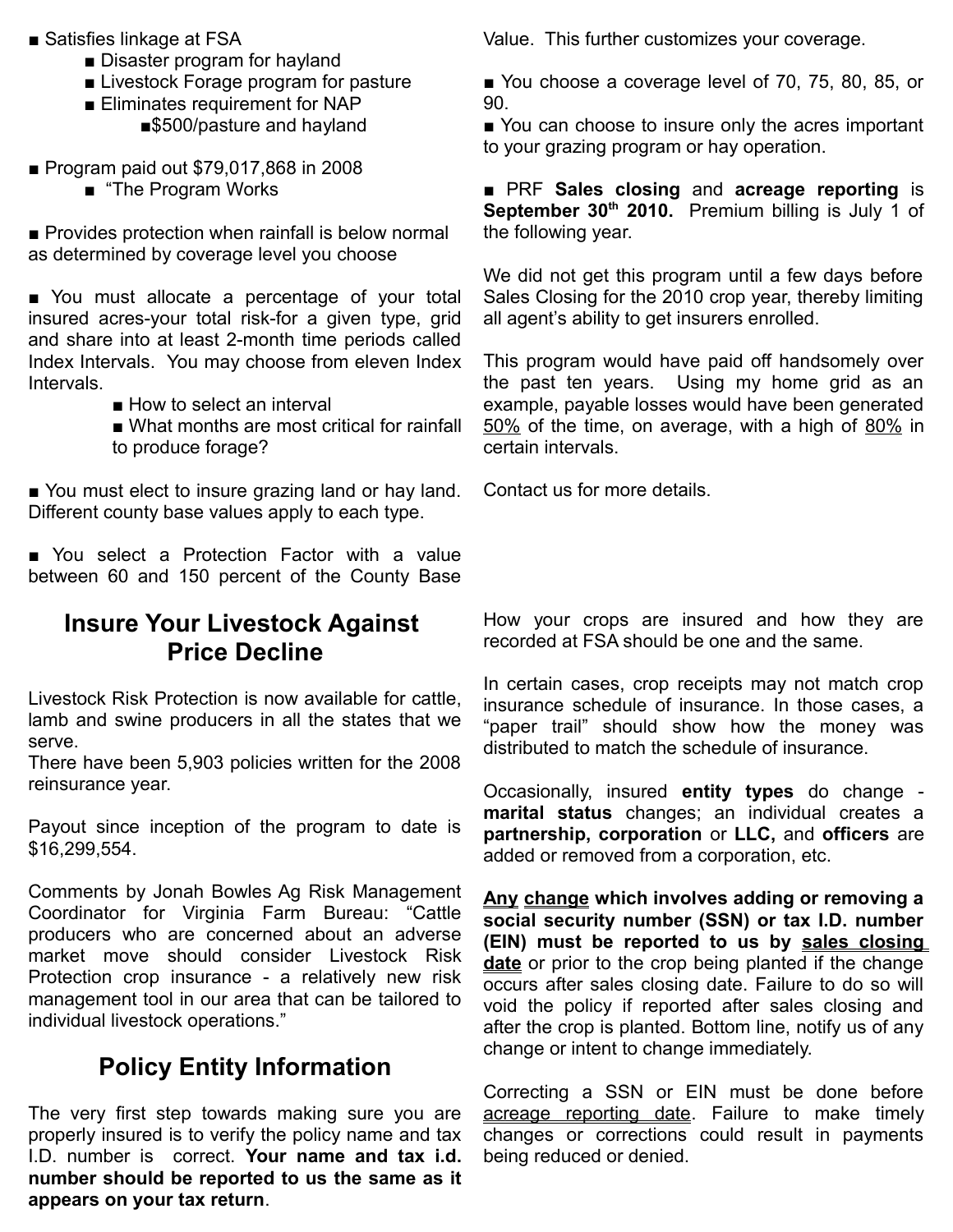- Satisfies linkage at FSA
  - Disaster program for hayland
  - Livestock Forage program for pasture
  - Eliminates requirement for NAP
    - $500/pasture and hayland

- Program paid out $79,017,868 in 2008
  - "The Program Works

- Provides protection when rainfall is below normal as determined by coverage level you choose

- You must allocate a percentage of your total insured acres-your total risk-for a given type, grid and share into at least 2-month time periods called Index Intervals. You may choose from eleven Index Intervals.
  - How to select an interval
  - What months are most critical for rainfall to produce forage?

- You must elect to insure grazing land or hay land. Different county base values apply to each type.

- You select a Protection Factor with a value between 60 and 150 percent of the County Base Value. This further customizes your coverage.

- You choose a coverage level of 70, 75, 80, 85, or 90.
- You can choose to insure only the acres important to your grazing program or hay operation.

- PRF **Sales closing** and **acreage reporting** is **September 30th 2010.** Premium billing is July 1 of the following year.

We did not get this program until a few days before Sales Closing for the 2010 crop year, thereby limiting all agent's ability to get insurers enrolled.

This program would have paid off handsomely over the past ten years. Using my home grid as an example, payable losses would have been generated 50% of the time, on average, with a high of 80% in certain intervals.

Contact us for more details.

## Insure Your Livestock Against Price Decline

Livestock Risk Protection is now available for cattle, lamb and swine producers in all the states that we serve.
There have been 5,903 policies written for the 2008 reinsurance year.

Payout since inception of the program to date is $16,299,554.

Comments by Jonah Bowles Ag Risk Management Coordinator for Virginia Farm Bureau: "Cattle producers who are concerned about an adverse market move should consider Livestock Risk Protection crop insurance - a relatively new risk management tool in our area that can be tailored to individual livestock operations."

## Policy Entity Information

The very first step towards making sure you are properly insured is to verify the policy name and tax I.D. number is correct. **Your name and tax i.d. number should be reported to us the same as it appears on your tax return**.

How your crops are insured and how they are recorded at FSA should be one and the same.

In certain cases, crop receipts may not match crop insurance schedule of insurance. In those cases, a "paper trail" should show how the money was distributed to match the schedule of insurance.

Occasionally, insured **entity types** do change - **marital status** changes; an individual creates a **partnership, corporation** or **LLC,** and **officers** are added or removed from a corporation, etc.

**Any change which involves adding or removing a social security number (SSN) or tax I.D. number (EIN) must be reported to us by sales closing date** or prior to the crop being planted if the change occurs after sales closing date. Failure to do so will void the policy if reported after sales closing and after the crop is planted. Bottom line, notify us of any change or intent to change immediately.

Correcting a SSN or EIN must be done before acreage reporting date. Failure to make timely changes or corrections could result in payments being reduced or denied.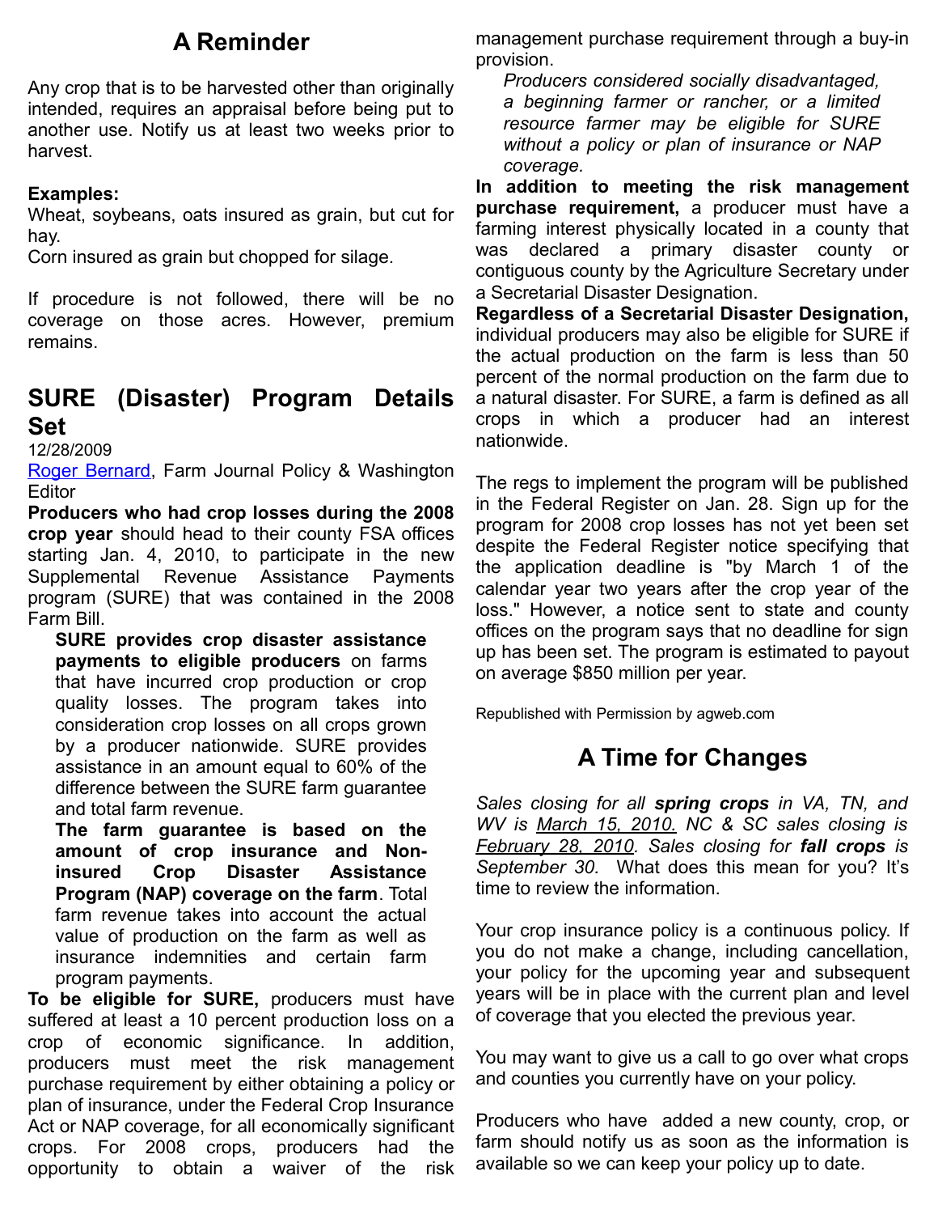## A Reminder

Any crop that is to be harvested other than originally intended, requires an appraisal before being put to another use. Notify us at least two weeks prior to harvest.

**Examples:**
Wheat, soybeans, oats insured as grain, but cut for hay.
Corn insured as grain but chopped for silage.

If procedure is not followed, there will be no coverage on those acres. However, premium remains.

## SURE (Disaster) Program Details Set

12/28/2009

Roger Bernard, Farm Journal Policy & Washington Editor

**Producers who had crop losses during the 2008 crop year** should head to their county FSA offices starting Jan. 4, 2010, to participate in the new Supplemental Revenue Assistance Payments program (SURE) that was contained in the 2008 Farm Bill.

> **SURE provides crop disaster assistance payments to eligible producers** on farms that have incurred crop production or crop quality losses. The program takes into consideration crop losses on all crops grown by a producer nationwide. SURE provides assistance in an amount equal to 60% of the difference between the SURE farm guarantee and total farm revenue.
>
> **The farm guarantee is based on the amount of crop insurance and Non-insured Crop Disaster Assistance Program (NAP) coverage on the farm**. Total farm revenue takes into account the actual value of production on the farm as well as insurance indemnities and certain farm program payments.

**To be eligible for SURE,** producers must have suffered at least a 10 percent production loss on a crop of economic significance. In addition, producers must meet the risk management purchase requirement by either obtaining a policy or plan of insurance, under the Federal Crop Insurance Act or NAP coverage, for all economically significant crops. For 2008 crops, producers had the opportunity to obtain a waiver of the risk management purchase requirement through a buy-in provision.

> *Producers considered socially disadvantaged, a beginning farmer or rancher, or a limited resource farmer may be eligible for SURE without a policy or plan of insurance or NAP coverage.*

**In addition to meeting the risk management purchase requirement,** a producer must have a farming interest physically located in a county that was declared a primary disaster county or contiguous county by the Agriculture Secretary under a Secretarial Disaster Designation.

**Regardless of a Secretarial Disaster Designation,** individual producers may also be eligible for SURE if the actual production on the farm is less than 50 percent of the normal production on the farm due to a natural disaster. For SURE, a farm is defined as all crops in which a producer had an interest nationwide.

The regs to implement the program will be published in the Federal Register on Jan. 28. Sign up for the program for 2008 crop losses has not yet been set despite the Federal Register notice specifying that the application deadline is "by March 1 of the calendar year two years after the crop year of the loss." However, a notice sent to state and county offices on the program says that no deadline for sign up has been set. The program is estimated to payout on average $850 million per year.

Republished with Permission by agweb.com

## A Time for Changes

*Sales closing for all **spring crops** in VA, TN, and WV is March 15, 2010. NC & SC sales closing is February 28, 2010. Sales closing for **fall crops** is September 30.* What does this mean for you? It's time to review the information.

Your crop insurance policy is a continuous policy. If you do not make a change, including cancellation, your policy for the upcoming year and subsequent years will be in place with the current plan and level of coverage that you elected the previous year.

You may want to give us a call to go over what crops and counties you currently have on your policy.

Producers who have added a new county, crop, or farm should notify us as soon as the information is available so we can keep your policy up to date.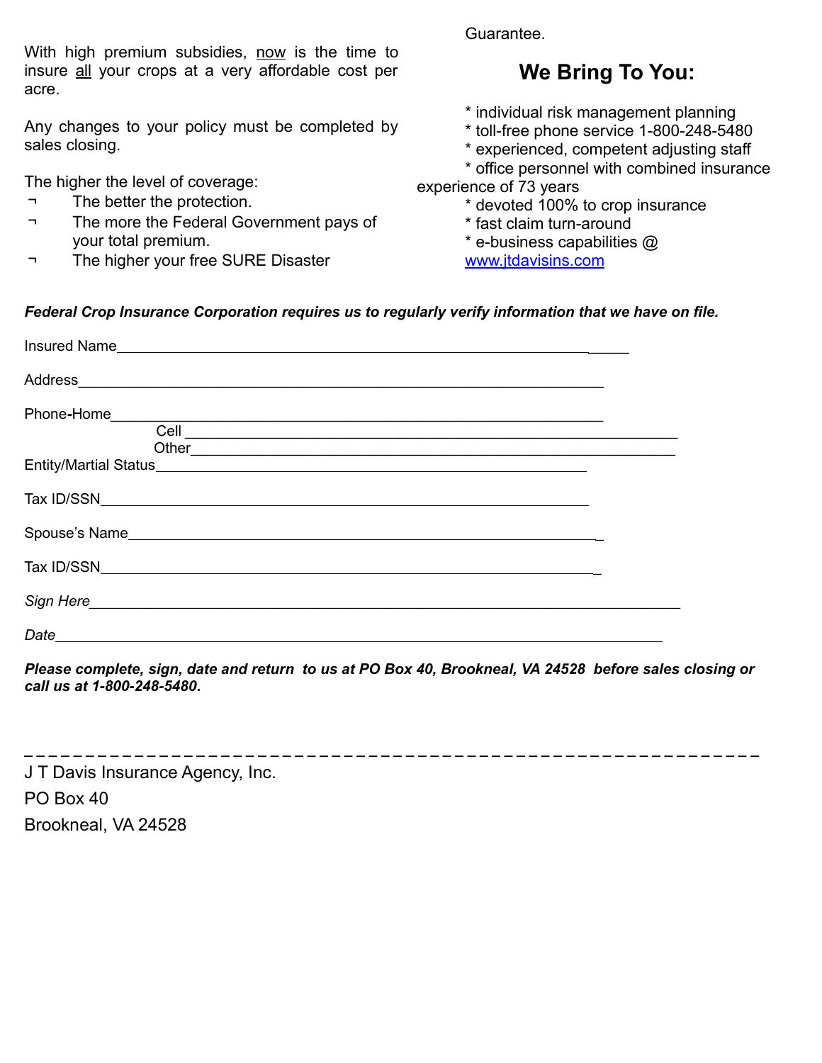With high premium subsidies, now is the time to insure all your crops at a very affordable cost per acre.

Any changes to your policy must be completed by sales closing.

The higher the level of coverage:

- The better the protection.
- The more the Federal Government pays of your total premium.
- The higher your free SURE Disaster Guarantee.

## We Bring To You:

* individual risk management planning
* toll-free phone service 1-800-248-5480
* experienced, competent adjusting staff
* office personnel with combined insurance experience of 73 years
* devoted 100% to crop insurance
* fast claim turn-around
* e-business capabilities @ www.jtdavisins.com

***Federal Crop Insurance Corporation requires us to regularly verify information that we have on file.***

Insured Name______________________________________________________________

Address___________________________________________________________________

Phone-Home_______________________________________________________________

Cell ______________________________________________________________________

Other_____________________________________________________________________

Entity/Martial Status________________________________________________________

Tax ID/SSN________________________________________________________________

Spouse's Name_____________________________________________________________

Tax ID/SSN________________________________________________________________

*Sign Here*________________________________________________________________

*Date*_____________________________________________________________________

***Please complete, sign, date and return to us at PO Box 40, Brookneal, VA 24528 before sales closing or call us at 1-800-248-5480.***

_ _ _ _ _ _ _ _ _ _ _ _ _ _ _ _ _ _ _ _ _ _ _ _ _ _ _ _ _ _ _ _ _ _ _ _ _ _ _ _ _ _ _ _ _ _ _ _ _ _ _ _ _ _ _ _ _ _ _ _ _ _

J T Davis Insurance Agency, Inc.

PO Box 40

Brookneal, VA 24528